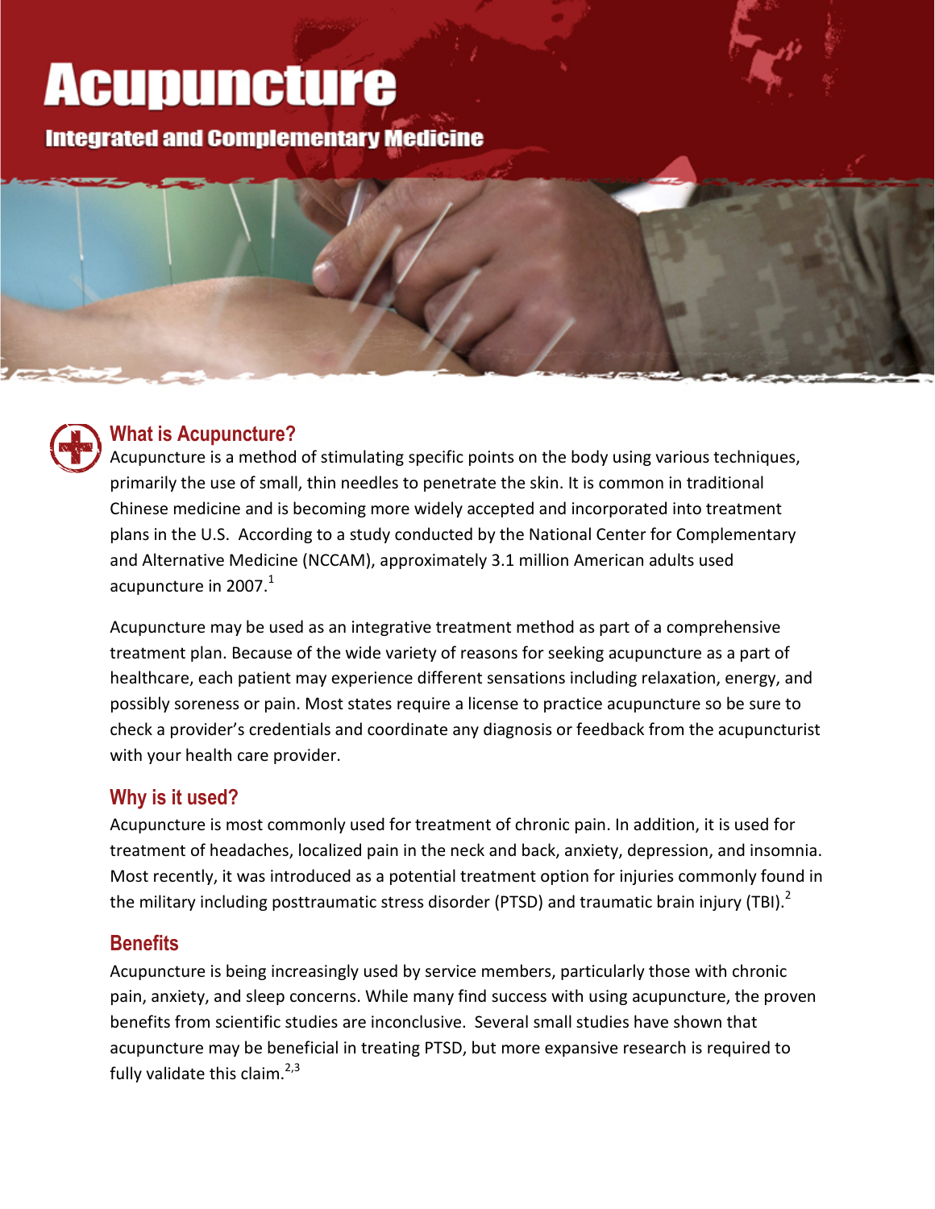# Acupuncture

## Integrated and Complementary Medicine

### What is Acupuncture?

Acupuncture is a method of stimulating specific points on the body using various techniques, primarily the use of small, thin needles to penetrate the skin. It is common in traditional Chinese medicine and is becoming more widely accepted and incorporated into treatment plans in the U.S. According to a study conducted by the National Center for Complementary and Alternative Medicine (NCCAM), approximately 3.1 million American adults used acupuncture in 2007.[1]

Acupuncture may be used as an integrative treatment method as part of a comprehensive treatment plan. Because of the wide variety of reasons for seeking acupuncture as a part of healthcare, each patient may experience different sensations including relaxation, energy, and possibly soreness or pain. Most states require a license to practice acupuncture so be sure to check a provider's credentials and coordinate any diagnosis or feedback from the acupuncturist with your health care provider.

### Why is it used?

Acupuncture is most commonly used for treatment of chronic pain. In addition, it is used for treatment of headaches, localized pain in the neck and back, anxiety, depression, and insomnia. Most recently, it was introduced as a potential treatment option for injuries commonly found in the military including posttraumatic stress disorder (PTSD) and traumatic brain injury (TBI).[2]

### Benefits

Acupuncture is being increasingly used by service members, particularly those with chronic pain, anxiety, and sleep concerns. While many find success with using acupuncture, the proven benefits from scientific studies are inconclusive. Several small studies have shown that acupuncture may be beneficial in treating PTSD, but more expansive research is required to fully validate this claim.[2,3]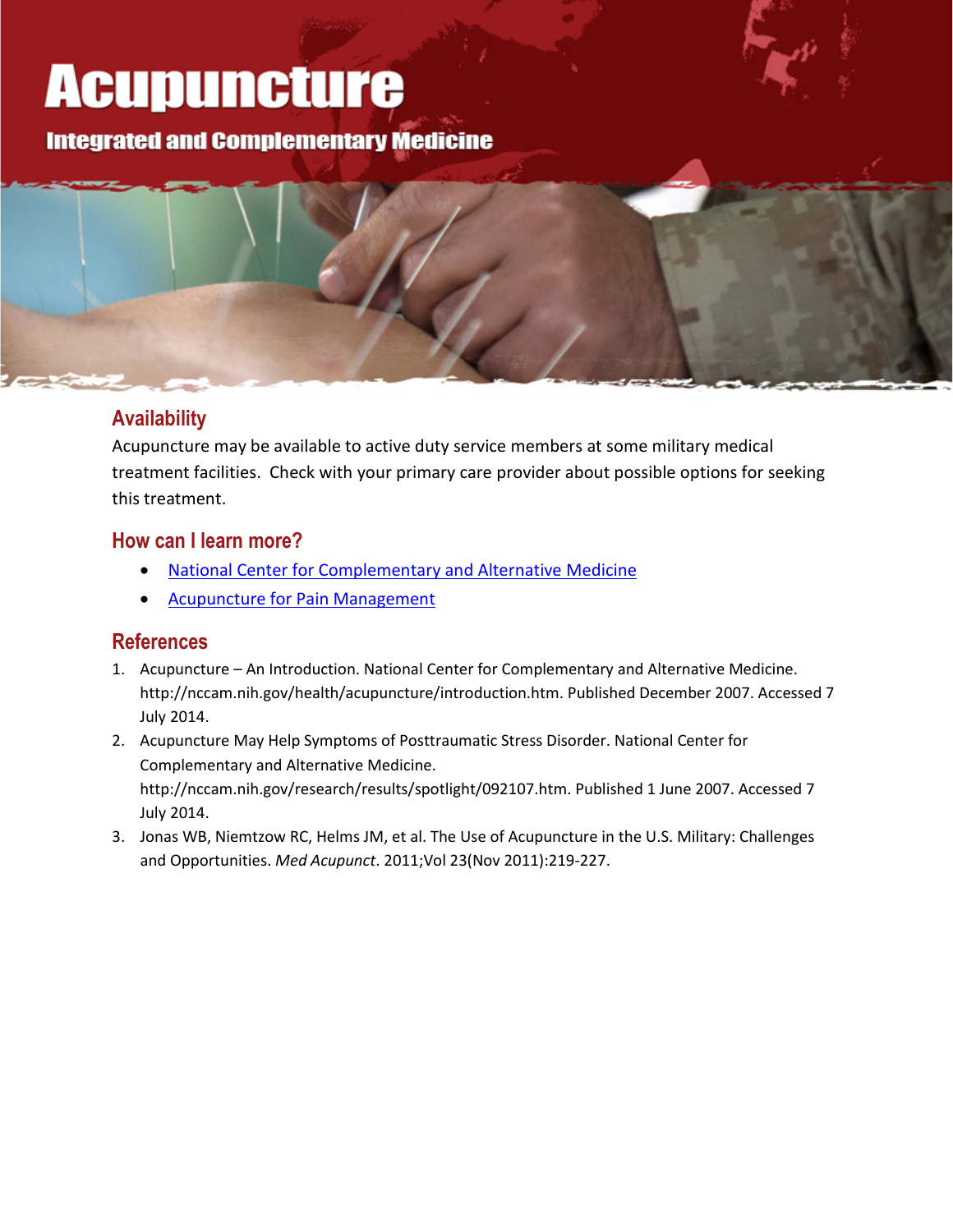# Acupuncture

## Integrated and Complementary Medicine

### Availability

Acupuncture may be available to active duty service members at some military medical treatment facilities. Check with your primary care provider about possible options for seeking this treatment.

### How can I learn more?

- National Center for Complementary and Alternative Medicine
- Acupuncture for Pain Management

### References

1. Acupuncture – An Introduction. National Center for Complementary and Alternative Medicine. http://nccam.nih.gov/health/acupuncture/introduction.htm. Published December 2007. Accessed 7 July 2014.
2. Acupuncture May Help Symptoms of Posttraumatic Stress Disorder. National Center for Complementary and Alternative Medicine. http://nccam.nih.gov/research/results/spotlight/092107.htm. Published 1 June 2007. Accessed 7 July 2014.
3. Jonas WB, Niemtzow RC, Helms JM, et al. The Use of Acupuncture in the U.S. Military: Challenges and Opportunities. *Med Acupunct*. 2011;Vol 23(Nov 2011):219-227.